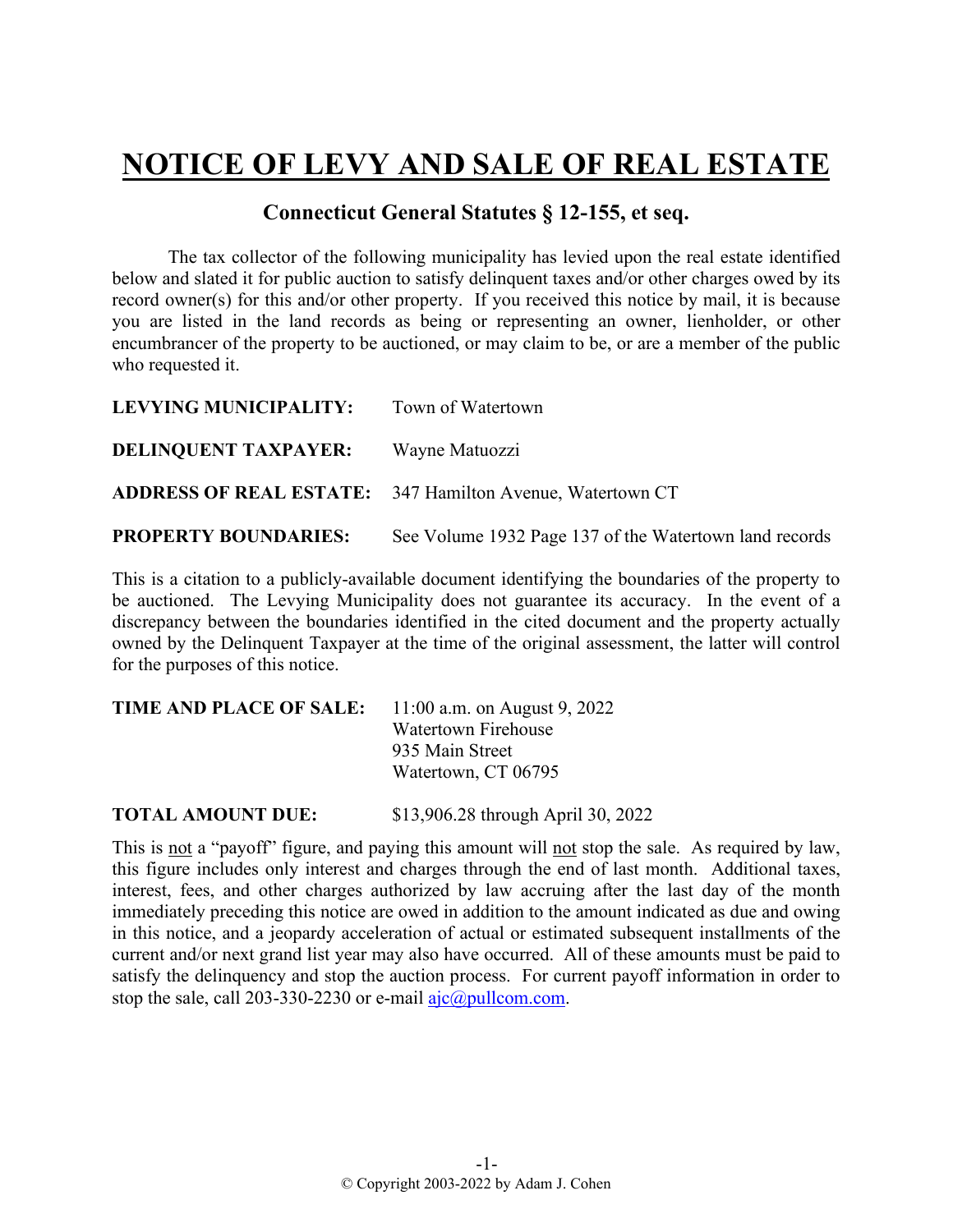# NOTICE OF LEVY AND SALE OF REAL ESTATE

## Connecticut General Statutes § 12-155, et seq.

The tax collector of the following municipality has levied upon the real estate identified below and slated it for public auction to satisfy delinquent taxes and/or other charges owed by its record owner(s) for this and/or other property. If you received this notice by mail, it is because you are listed in the land records as being or representing an owner, lienholder, or other encumbrancer of the property to be auctioned, or may claim to be, or are a member of the public who requested it.

**LEVYING MUNICIPALITY:** Town of Watertown

**DELINQUENT TAXPAYER:** Wayne Matuozzi

**ADDRESS OF REAL ESTATE:** 347 Hamilton Avenue, Watertown CT

**PROPERTY BOUNDARIES:** See Volume 1932 Page 137 of the Watertown land records

This is a citation to a publicly-available document identifying the boundaries of the property to be auctioned. The Levying Municipality does not guarantee its accuracy. In the event of a discrepancy between the boundaries identified in the cited document and the property actually owned by the Delinquent Taxpayer at the time of the original assessment, the latter will control for the purposes of this notice.

**TIME AND PLACE OF SALE:** 11:00 a.m. on August 9, 2022
Watertown Firehouse
935 Main Street
Watertown, CT 06795

**TOTAL AMOUNT DUE:** $13,906.28 through April 30, 2022

This is not a "payoff" figure, and paying this amount will not stop the sale. As required by law, this figure includes only interest and charges through the end of last month. Additional taxes, interest, fees, and other charges authorized by law accruing after the last day of the month immediately preceding this notice are owed in addition to the amount indicated as due and owing in this notice, and a jeopardy acceleration of actual or estimated subsequent installments of the current and/or next grand list year may also have occurred. All of these amounts must be paid to satisfy the delinquency and stop the auction process. For current payoff information in order to stop the sale, call 203-330-2230 or e-mail ajc@pullcom.com.

© Copyright 2003-2022 by Adam J. Cohen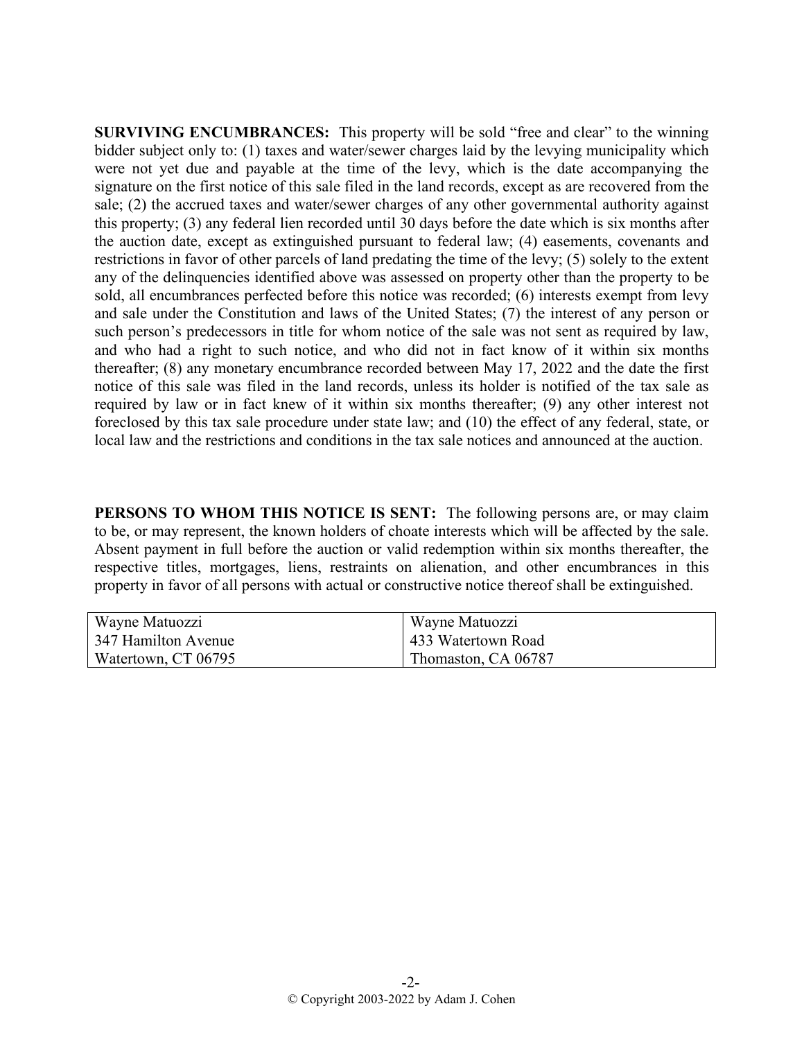**SURVIVING ENCUMBRANCES:** This property will be sold "free and clear" to the winning bidder subject only to: (1) taxes and water/sewer charges laid by the levying municipality which were not yet due and payable at the time of the levy, which is the date accompanying the signature on the first notice of this sale filed in the land records, except as are recovered from the sale; (2) the accrued taxes and water/sewer charges of any other governmental authority against this property; (3) any federal lien recorded until 30 days before the date which is six months after the auction date, except as extinguished pursuant to federal law; (4) easements, covenants and restrictions in favor of other parcels of land predating the time of the levy; (5) solely to the extent any of the delinquencies identified above was assessed on property other than the property to be sold, all encumbrances perfected before this notice was recorded; (6) interests exempt from levy and sale under the Constitution and laws of the United States; (7) the interest of any person or such person's predecessors in title for whom notice of the sale was not sent as required by law, and who had a right to such notice, and who did not in fact know of it within six months thereafter; (8) any monetary encumbrance recorded between May 17, 2022 and the date the first notice of this sale was filed in the land records, unless its holder is notified of the tax sale as required by law or in fact knew of it within six months thereafter; (9) any other interest not foreclosed by this tax sale procedure under state law; and (10) the effect of any federal, state, or local law and the restrictions and conditions in the tax sale notices and announced at the auction.

**PERSONS TO WHOM THIS NOTICE IS SENT:** The following persons are, or may claim to be, or may represent, the known holders of choate interests which will be affected by the sale. Absent payment in full before the auction or valid redemption within six months thereafter, the respective titles, mortgages, liens, restraints on alienation, and other encumbrances in this property in favor of all persons with actual or constructive notice thereof shall be extinguished.

| | |
|---|---|
| Wayne Matuozzi<br>347 Hamilton Avenue<br>Watertown, CT 06795 | Wayne Matuozzi<br>433 Watertown Road<br>Thomaston, CA 06787 |

© Copyright 2003-2022 by Adam J. Cohen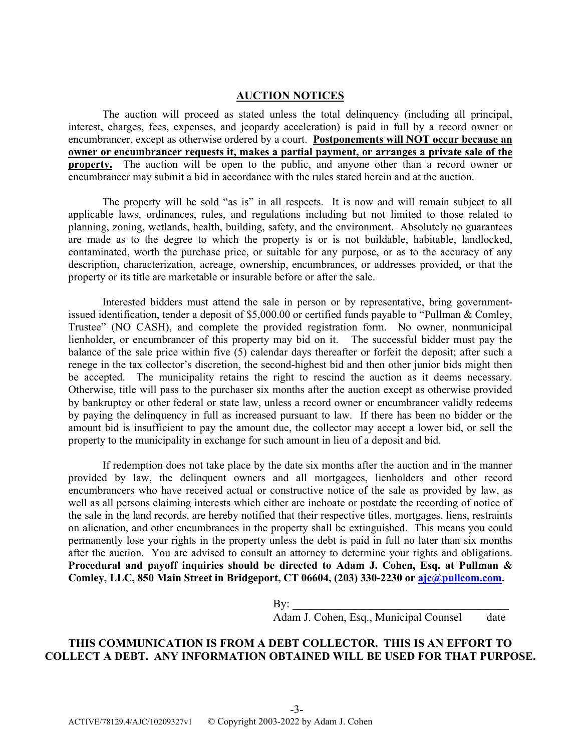## AUCTION NOTICES

The auction will proceed as stated unless the total delinquency (including all principal, interest, charges, fees, expenses, and jeopardy acceleration) is paid in full by a record owner or encumbrancer, except as otherwise ordered by a court. **Postponements will NOT occur because an owner or encumbrancer requests it, makes a partial payment, or arranges a private sale of the property.** The auction will be open to the public, and anyone other than a record owner or encumbrancer may submit a bid in accordance with the rules stated herein and at the auction.

The property will be sold "as is" in all respects. It is now and will remain subject to all applicable laws, ordinances, rules, and regulations including but not limited to those related to planning, zoning, wetlands, health, building, safety, and the environment. Absolutely no guarantees are made as to the degree to which the property is or is not buildable, habitable, landlocked, contaminated, worth the purchase price, or suitable for any purpose, or as to the accuracy of any description, characterization, acreage, ownership, encumbrances, or addresses provided, or that the property or its title are marketable or insurable before or after the sale.

Interested bidders must attend the sale in person or by representative, bring government-issued identification, tender a deposit of $5,000.00 or certified funds payable to "Pullman & Comley, Trustee" (NO CASH), and complete the provided registration form. No owner, nonmunicipal lienholder, or encumbrancer of this property may bid on it. The successful bidder must pay the balance of the sale price within five (5) calendar days thereafter or forfeit the deposit; after such a renege in the tax collector's discretion, the second-highest bid and then other junior bids might then be accepted. The municipality retains the right to rescind the auction as it deems necessary. Otherwise, title will pass to the purchaser six months after the auction except as otherwise provided by bankruptcy or other federal or state law, unless a record owner or encumbrancer validly redeems by paying the delinquency in full as increased pursuant to law. If there has been no bidder or the amount bid is insufficient to pay the amount due, the collector may accept a lower bid, or sell the property to the municipality in exchange for such amount in lieu of a deposit and bid.

If redemption does not take place by the date six months after the auction and in the manner provided by law, the delinquent owners and all mortgagees, lienholders and other record encumbrancers who have received actual or constructive notice of the sale as provided by law, as well as all persons claiming interests which either are inchoate or postdate the recording of notice of the sale in the land records, are hereby notified that their respective titles, mortgages, liens, restraints on alienation, and other encumbrances in the property shall be extinguished. This means you could permanently lose your rights in the property unless the debt is paid in full no later than six months after the auction. You are advised to consult an attorney to determine your rights and obligations. **Procedural and payoff inquiries should be directed to Adam J. Cohen, Esq. at Pullman & Comley, LLC, 850 Main Street in Bridgeport, CT 06604, (203) 330-2230 or ajc@pullcom.com.**

By: ___________________________________

Adam J. Cohen, Esq., Municipal Counsel date

**THIS COMMUNICATION IS FROM A DEBT COLLECTOR. THIS IS AN EFFORT TO COLLECT A DEBT. ANY INFORMATION OBTAINED WILL BE USED FOR THAT PURPOSE.**

ACTIVE/78129.4/AJC/10209327v1 © Copyright 2003-2022 by Adam J. Cohen